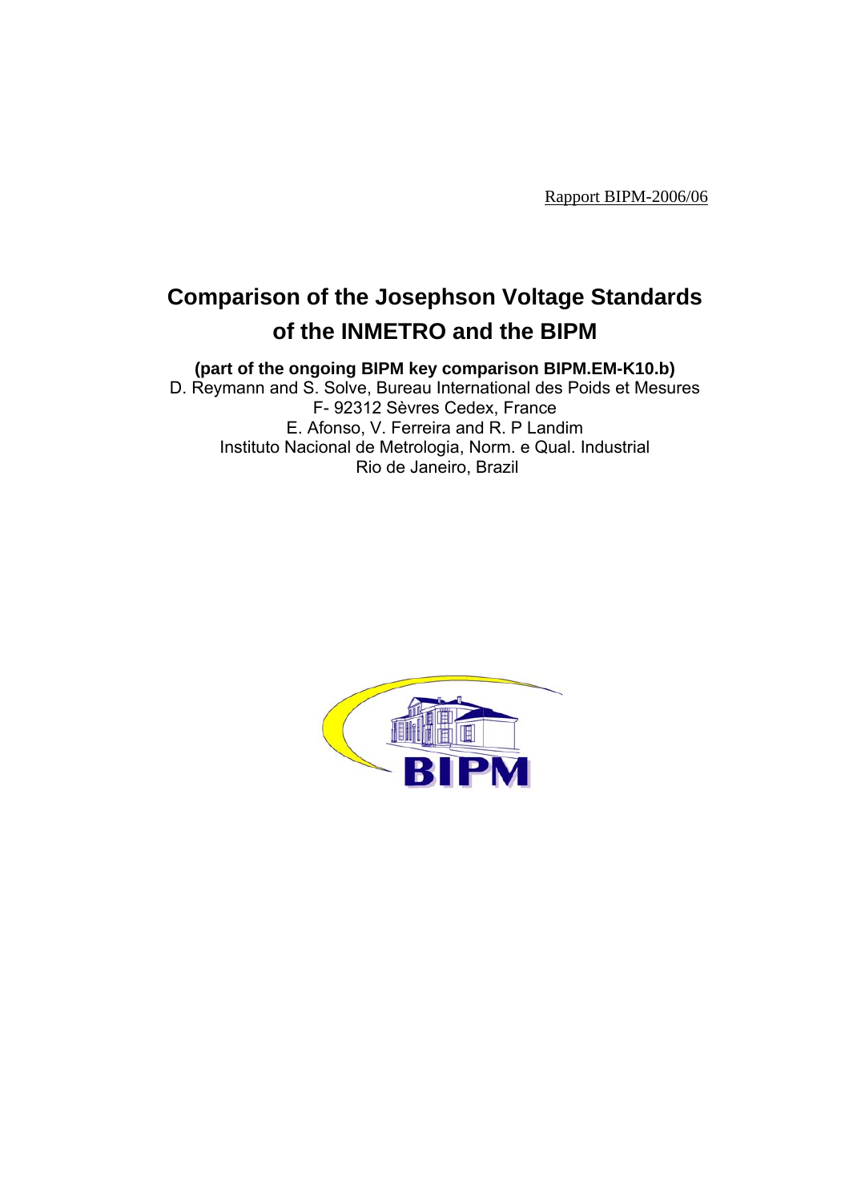Rapport BIPM-2006/06

# Comparison of the Josephson Voltage Standards of the INMETRO and the BIPM

**(part of the ongoing BIPM key comparison BIPM.EM-K10.b)**

D. Reymann and S. Solve, Bureau International des Poids et Mesures
F- 92312 Sèvres Cedex, France
E. Afonso, V. Ferreira and R. P Landim
Instituto Nacional de Metrologia, Norm. e Qual. Industrial
Rio de Janeiro, Brazil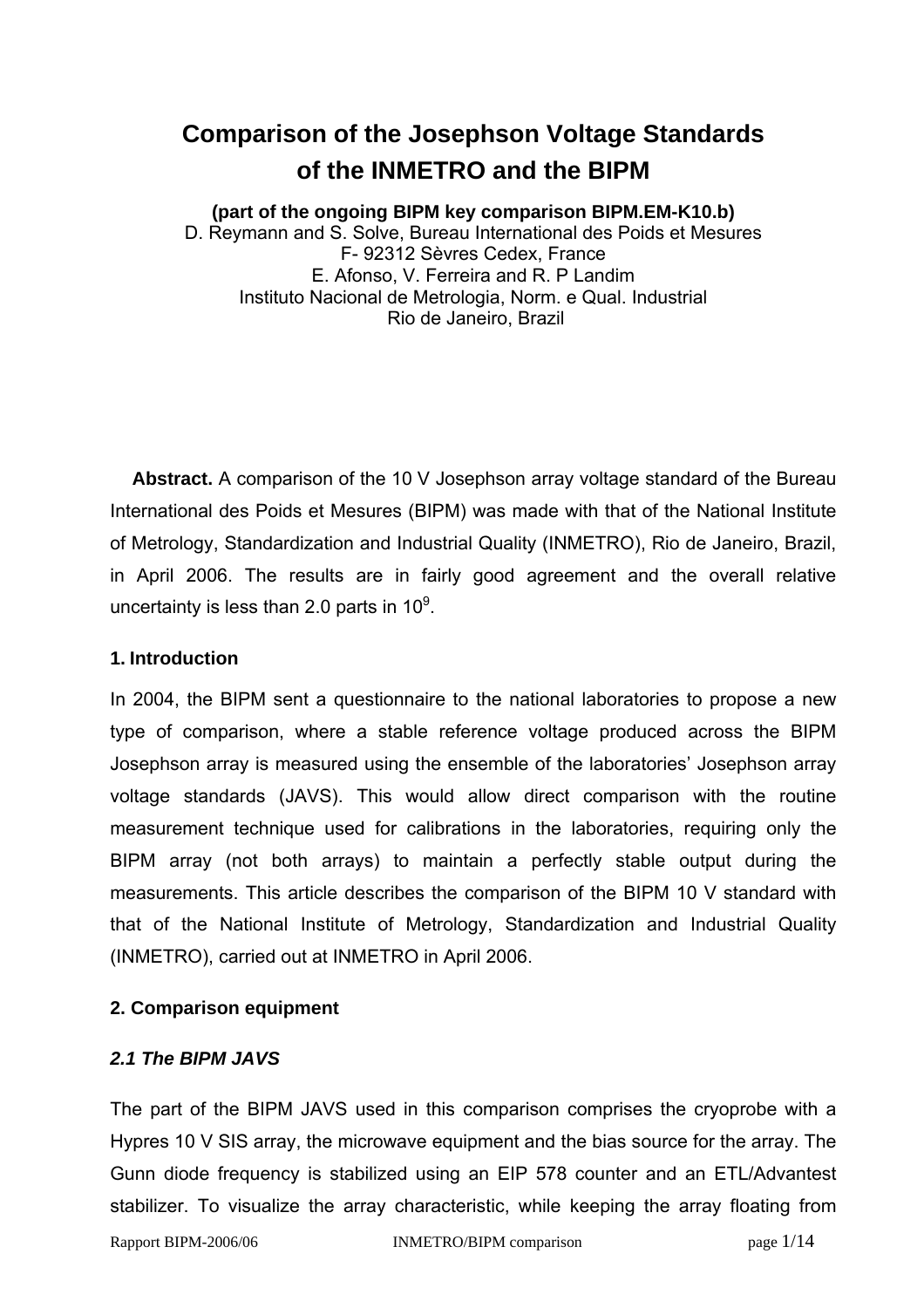# Comparison of the Josephson Voltage Standards of the INMETRO and the BIPM

**(part of the ongoing BIPM key comparison BIPM.EM-K10.b)**
D. Reymann and S. Solve, Bureau International des Poids et Mesures
F- 92312 Sèvres Cedex, France
E. Afonso, V. Ferreira and R. P Landim
Instituto Nacional de Metrologia, Norm. e Qual. Industrial
Rio de Janeiro, Brazil

**Abstract.** A comparison of the 10 V Josephson array voltage standard of the Bureau International des Poids et Mesures (BIPM) was made with that of the National Institute of Metrology, Standardization and Industrial Quality (INMETRO), Rio de Janeiro, Brazil, in April 2006. The results are in fairly good agreement and the overall relative uncertainty is less than 2.0 parts in $10^9$.

## 1. Introduction

In 2004, the BIPM sent a questionnaire to the national laboratories to propose a new type of comparison, where a stable reference voltage produced across the BIPM Josephson array is measured using the ensemble of the laboratories' Josephson array voltage standards (JAVS). This would allow direct comparison with the routine measurement technique used for calibrations in the laboratories, requiring only the BIPM array (not both arrays) to maintain a perfectly stable output during the measurements. This article describes the comparison of the BIPM 10 V standard with that of the National Institute of Metrology, Standardization and Industrial Quality (INMETRO), carried out at INMETRO in April 2006.

## 2. Comparison equipment

### *2.1 The BIPM JAVS*

The part of the BIPM JAVS used in this comparison comprises the cryoprobe with a Hypres 10 V SIS array, the microwave equipment and the bias source for the array. The Gunn diode frequency is stabilized using an EIP 578 counter and an ETL/Advantest stabilizer. To visualize the array characteristic, while keeping the array floating from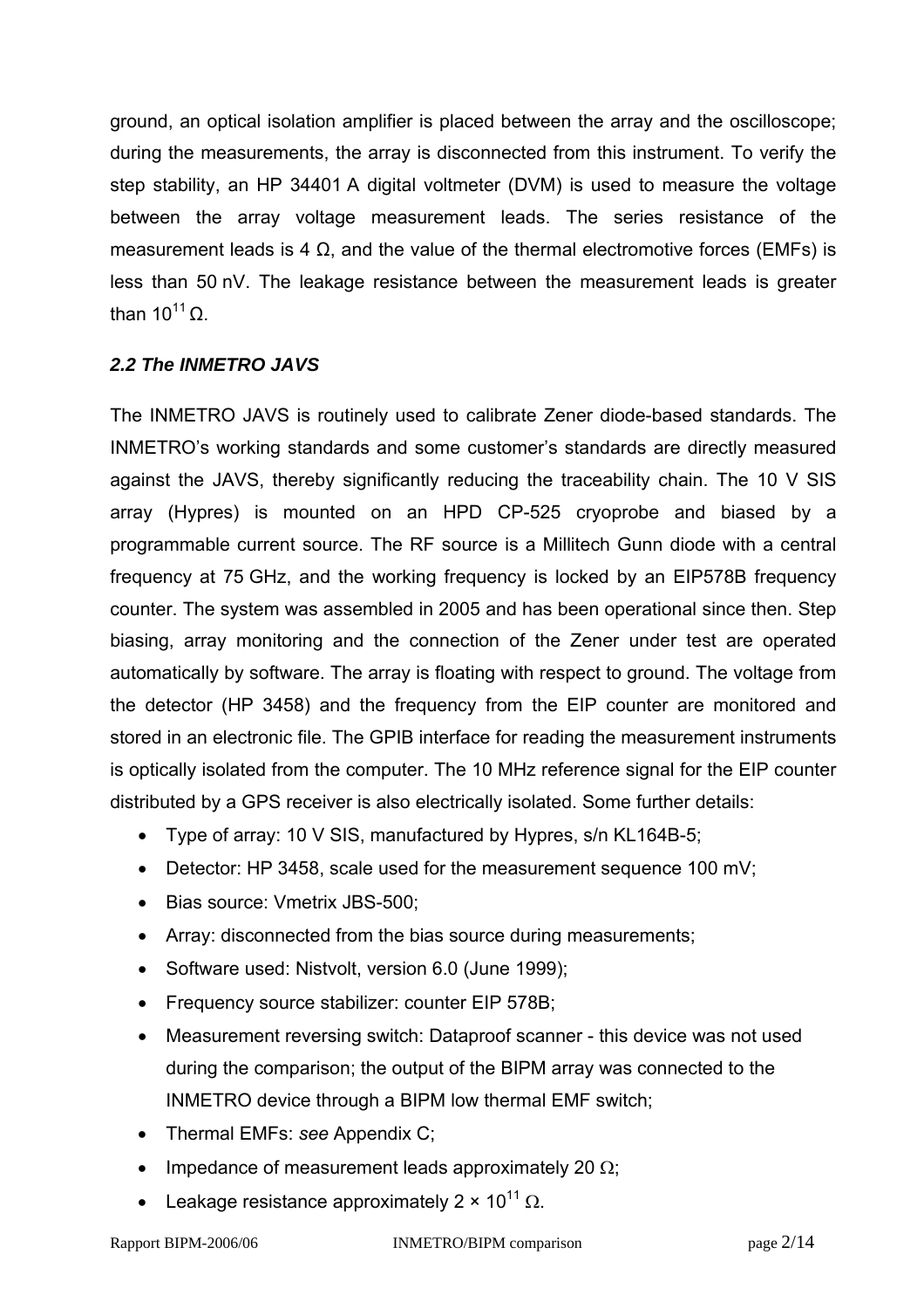ground, an optical isolation amplifier is placed between the array and the oscilloscope; during the measurements, the array is disconnected from this instrument. To verify the step stability, an HP 34401 A digital voltmeter (DVM) is used to measure the voltage between the array voltage measurement leads. The series resistance of the measurement leads is 4 Ω, and the value of the thermal electromotive forces (EMFs) is less than 50 nV. The leakage resistance between the measurement leads is greater than $10^{11}$ Ω.

### *2.2 The INMETRO JAVS*

The INMETRO JAVS is routinely used to calibrate Zener diode-based standards. The INMETRO's working standards and some customer's standards are directly measured against the JAVS, thereby significantly reducing the traceability chain. The 10 V SIS array (Hypres) is mounted on an HPD CP-525 cryoprobe and biased by a programmable current source. The RF source is a Millitech Gunn diode with a central frequency at 75 GHz, and the working frequency is locked by an EIP578B frequency counter. The system was assembled in 2005 and has been operational since then. Step biasing, array monitoring and the connection of the Zener under test are operated automatically by software. The array is floating with respect to ground. The voltage from the detector (HP 3458) and the frequency from the EIP counter are monitored and stored in an electronic file. The GPIB interface for reading the measurement instruments is optically isolated from the computer. The 10 MHz reference signal for the EIP counter distributed by a GPS receiver is also electrically isolated. Some further details:

- Type of array: 10 V SIS, manufactured by Hypres, s/n KL164B-5;
- Detector: HP 3458, scale used for the measurement sequence 100 mV;
- Bias source: Vmetrix JBS-500;
- Array: disconnected from the bias source during measurements;
- Software used: Nistvolt, version 6.0 (June 1999);
- Frequency source stabilizer: counter EIP 578B;
- Measurement reversing switch: Dataproof scanner - this device was not used during the comparison; the output of the BIPM array was connected to the INMETRO device through a BIPM low thermal EMF switch;
- Thermal EMFs: *see* Appendix C;
- Impedance of measurement leads approximately 20 Ω;
- Leakage resistance approximately $2 \times 10^{11}$ Ω.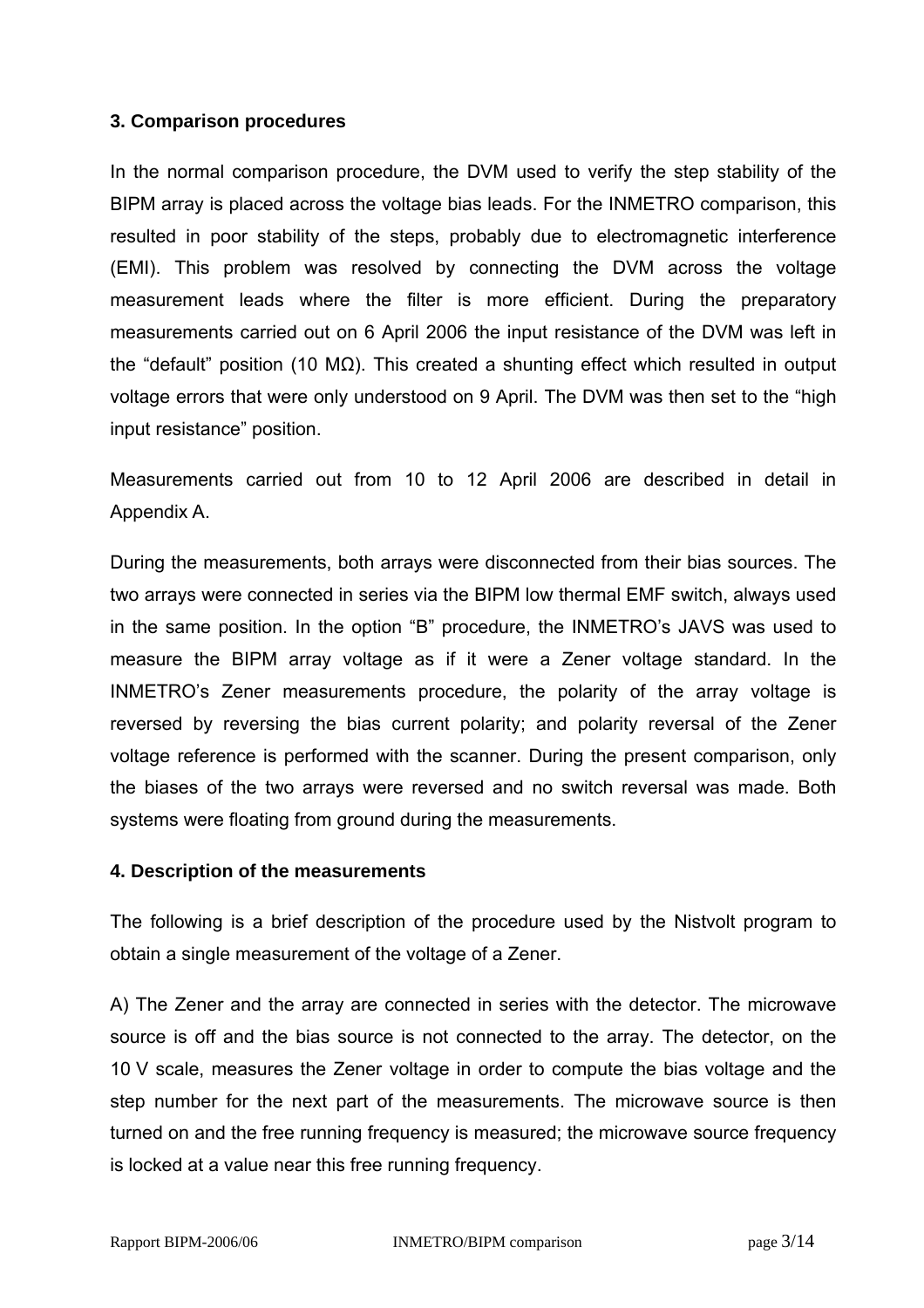### 3. Comparison procedures

In the normal comparison procedure, the DVM used to verify the step stability of the BIPM array is placed across the voltage bias leads. For the INMETRO comparison, this resulted in poor stability of the steps, probably due to electromagnetic interference (EMI). This problem was resolved by connecting the DVM across the voltage measurement leads where the filter is more efficient. During the preparatory measurements carried out on 6 April 2006 the input resistance of the DVM was left in the “default” position (10 MΩ). This created a shunting effect which resulted in output voltage errors that were only understood on 9 April. The DVM was then set to the “high input resistance” position.

Measurements carried out from 10 to 12 April 2006 are described in detail in Appendix A.

During the measurements, both arrays were disconnected from their bias sources. The two arrays were connected in series via the BIPM low thermal EMF switch, always used in the same position. In the option “B” procedure, the INMETRO’s JAVS was used to measure the BIPM array voltage as if it were a Zener voltage standard. In the INMETRO’s Zener measurements procedure, the polarity of the array voltage is reversed by reversing the bias current polarity; and polarity reversal of the Zener voltage reference is performed with the scanner. During the present comparison, only the biases of the two arrays were reversed and no switch reversal was made. Both systems were floating from ground during the measurements.

### 4. Description of the measurements

The following is a brief description of the procedure used by the Nistvolt program to obtain a single measurement of the voltage of a Zener.

A) The Zener and the array are connected in series with the detector. The microwave source is off and the bias source is not connected to the array. The detector, on the 10 V scale, measures the Zener voltage in order to compute the bias voltage and the step number for the next part of the measurements. The microwave source is then turned on and the free running frequency is measured; the microwave source frequency is locked at a value near this free running frequency.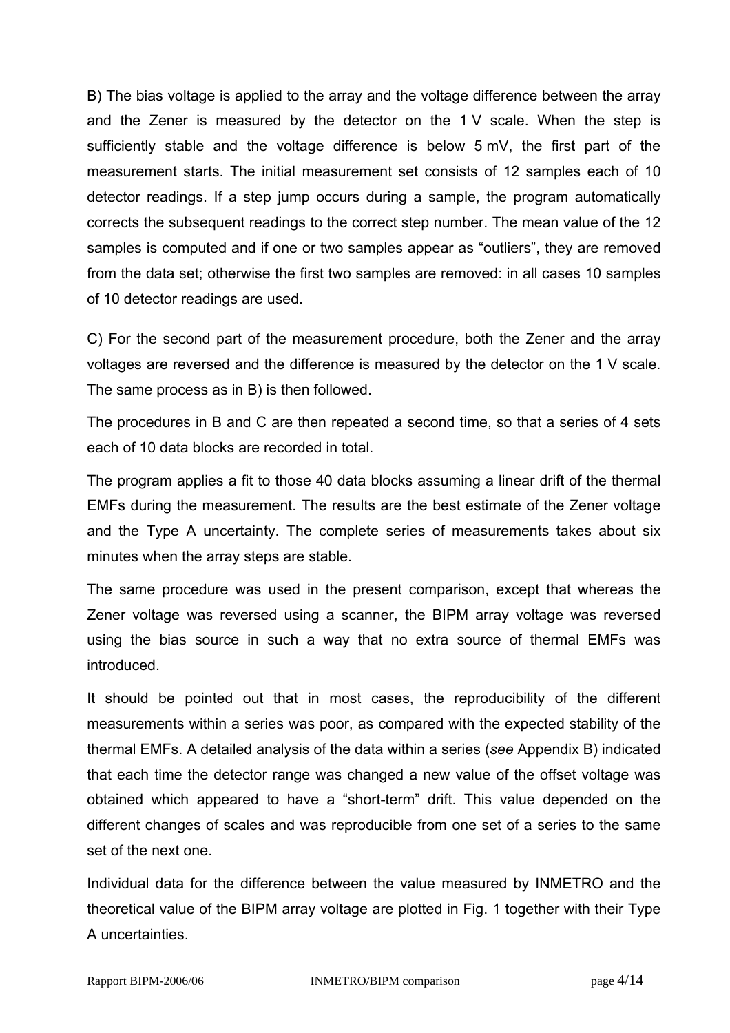B) The bias voltage is applied to the array and the voltage difference between the array and the Zener is measured by the detector on the 1 V scale. When the step is sufficiently stable and the voltage difference is below 5 mV, the first part of the measurement starts. The initial measurement set consists of 12 samples each of 10 detector readings. If a step jump occurs during a sample, the program automatically corrects the subsequent readings to the correct step number. The mean value of the 12 samples is computed and if one or two samples appear as “outliers”, they are removed from the data set; otherwise the first two samples are removed: in all cases 10 samples of 10 detector readings are used.

C) For the second part of the measurement procedure, both the Zener and the array voltages are reversed and the difference is measured by the detector on the 1 V scale. The same process as in B) is then followed.

The procedures in B and C are then repeated a second time, so that a series of 4 sets each of 10 data blocks are recorded in total.

The program applies a fit to those 40 data blocks assuming a linear drift of the thermal EMFs during the measurement. The results are the best estimate of the Zener voltage and the Type A uncertainty. The complete series of measurements takes about six minutes when the array steps are stable.

The same procedure was used in the present comparison, except that whereas the Zener voltage was reversed using a scanner, the BIPM array voltage was reversed using the bias source in such a way that no extra source of thermal EMFs was introduced.

It should be pointed out that in most cases, the reproducibility of the different measurements within a series was poor, as compared with the expected stability of the thermal EMFs. A detailed analysis of the data within a series (*see* Appendix B) indicated that each time the detector range was changed a new value of the offset voltage was obtained which appeared to have a “short-term” drift. This value depended on the different changes of scales and was reproducible from one set of a series to the same set of the next one.

Individual data for the difference between the value measured by INMETRO and the theoretical value of the BIPM array voltage are plotted in Fig. 1 together with their Type A uncertainties.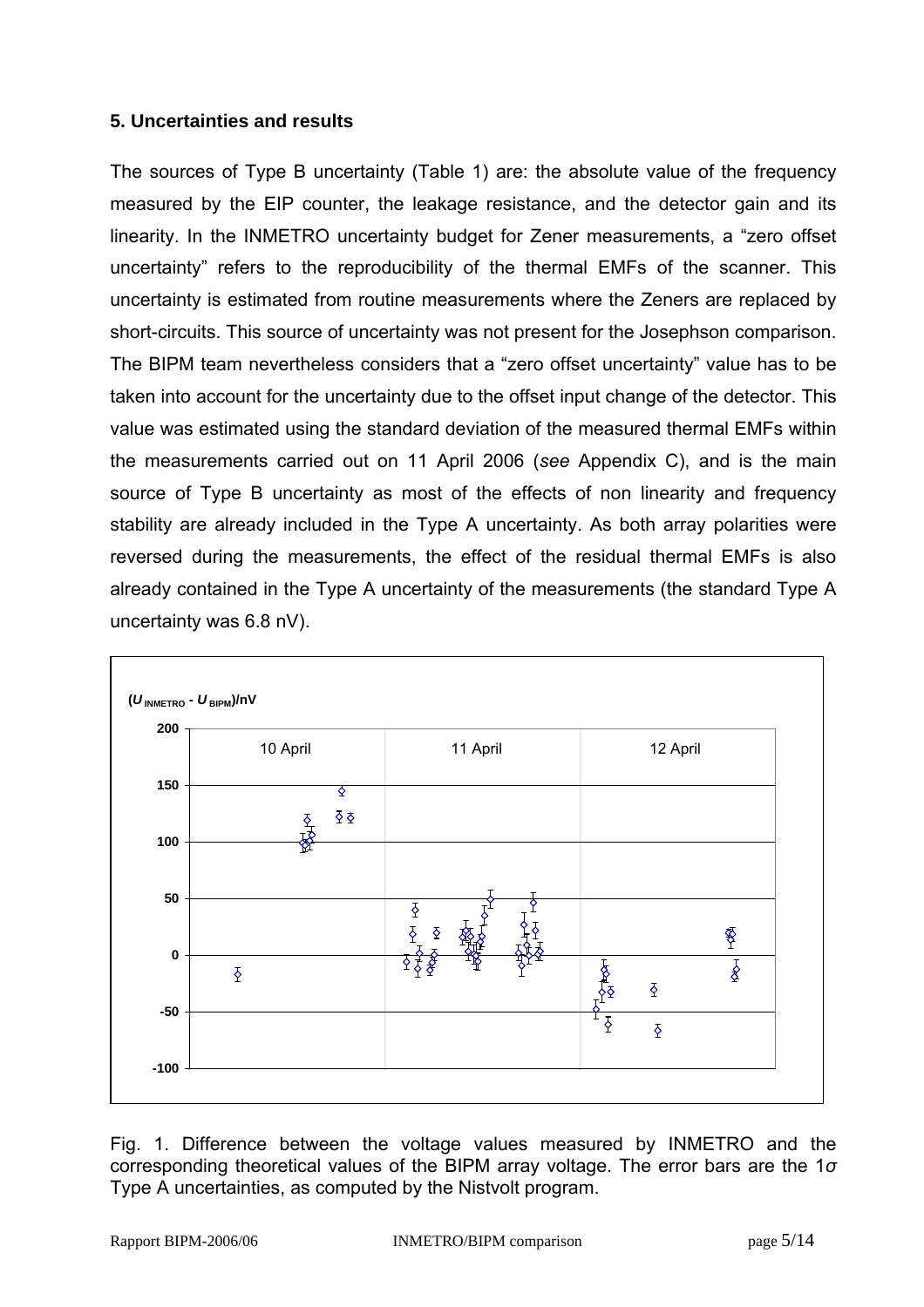## 5. Uncertainties and results

The sources of Type B uncertainty (Table 1) are: the absolute value of the frequency measured by the EIP counter, the leakage resistance, and the detector gain and its linearity. In the INMETRO uncertainty budget for Zener measurements, a "zero offset uncertainty" refers to the reproducibility of the thermal EMFs of the scanner. This uncertainty is estimated from routine measurements where the Zeners are replaced by short-circuits. This source of uncertainty was not present for the Josephson comparison. The BIPM team nevertheless considers that a "zero offset uncertainty" value has to be taken into account for the uncertainty due to the offset input change of the detector. This value was estimated using the standard deviation of the measured thermal EMFs within the measurements carried out on 11 April 2006 (*see* Appendix C), and is the main source of Type B uncertainty as most of the effects of non linearity and frequency stability are already included in the Type A uncertainty. As both array polarities were reversed during the measurements, the effect of the residual thermal EMFs is also already contained in the Type A uncertainty of the measurements (the standard Type A uncertainty was 6.8 nV).

Fig. 1. Difference between the voltage values measured by INMETRO and the corresponding theoretical values of the BIPM array voltage. The error bars are the 1$\sigma$ Type A uncertainties, as computed by the Nistvolt program.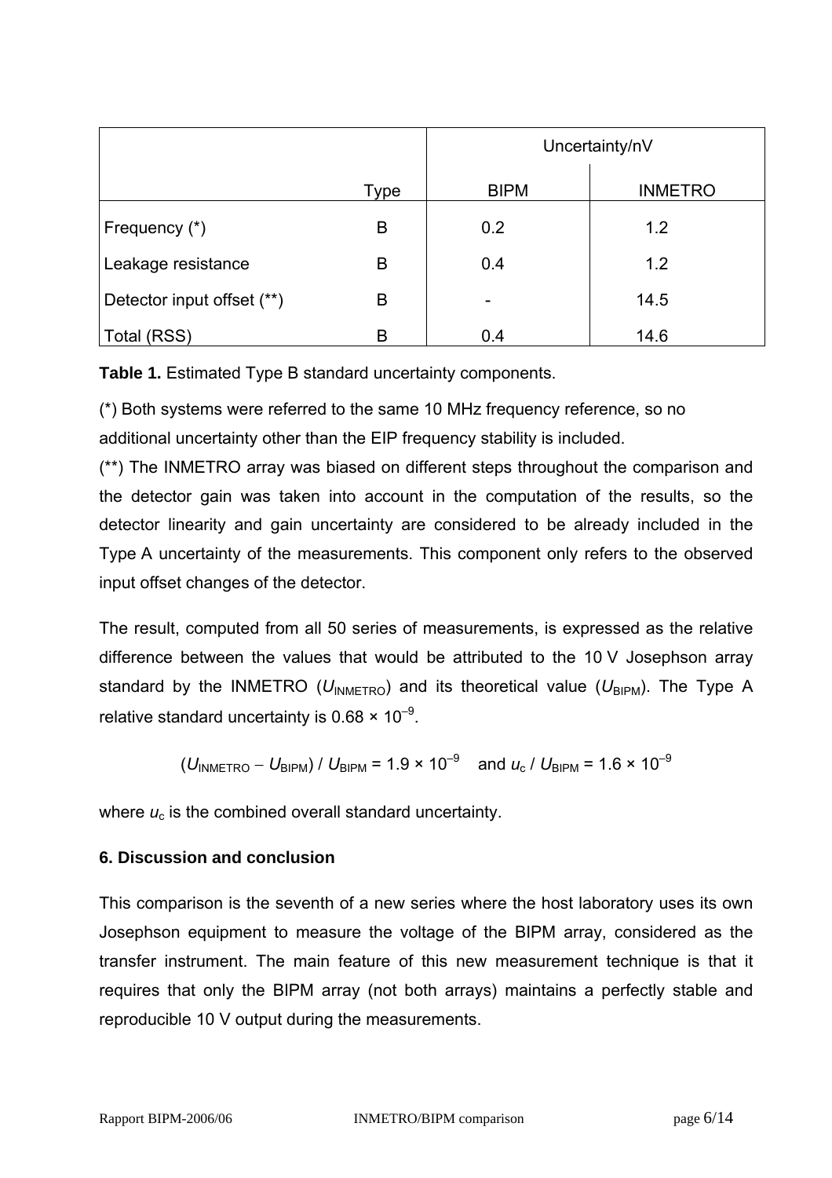| | Type | Uncertainty/nV | |
|---|---|---|---|
| | | BIPM | INMETRO |
| Frequency (*) | B | 0.2 | 1.2 |
| Leakage resistance | B | 0.4 | 1.2 |
| Detector input offset (**) | B | - | 14.5 |
| Total (RSS) | B | 0.4 | 14.6 |

**Table 1.** Estimated Type B standard uncertainty components.

(*) Both systems were referred to the same 10 MHz frequency reference, so no additional uncertainty other than the EIP frequency stability is included.

(**) The INMETRO array was biased on different steps throughout the comparison and the detector gain was taken into account in the computation of the results, so the detector linearity and gain uncertainty are considered to be already included in the Type A uncertainty of the measurements. This component only refers to the observed input offset changes of the detector.

The result, computed from all 50 series of measurements, is expressed as the relative difference between the values that would be attributed to the 10 V Josephson array standard by the INMETRO ($U_{\mathrm{INMETRO}}$) and its theoretical value ($U_{\mathrm{BIPM}}$). The Type A relative standard uncertainty is $0.68 \times 10^{-9}$.

$$(U_{\mathrm{INMETRO}} - U_{\mathrm{BIPM}}) / U_{\mathrm{BIPM}} = 1.9 \times 10^{-9} \quad \text{and } u_{\mathrm{c}} / U_{\mathrm{BIPM}} = 1.6 \times 10^{-9}$$

where $u_{\mathrm{c}}$ is the combined overall standard uncertainty.

### 6. Discussion and conclusion

This comparison is the seventh of a new series where the host laboratory uses its own Josephson equipment to measure the voltage of the BIPM array, considered as the transfer instrument. The main feature of this new measurement technique is that it requires that only the BIPM array (not both arrays) maintains a perfectly stable and reproducible 10 V output during the measurements.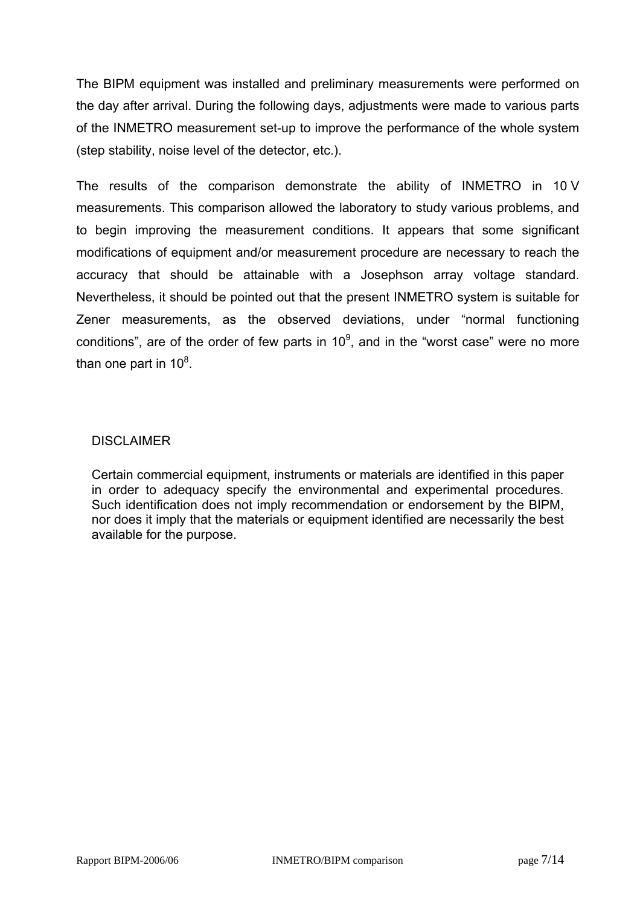The BIPM equipment was installed and preliminary measurements were performed on the day after arrival. During the following days, adjustments were made to various parts of the INMETRO measurement set-up to improve the performance of the whole system (step stability, noise level of the detector, etc.).

The results of the comparison demonstrate the ability of INMETRO in 10 V measurements. This comparison allowed the laboratory to study various problems, and to begin improving the measurement conditions. It appears that some significant modifications of equipment and/or measurement procedure are necessary to reach the accuracy that should be attainable with a Josephson array voltage standard. Nevertheless, it should be pointed out that the present INMETRO system is suitable for Zener measurements, as the observed deviations, under “normal functioning conditions”, are of the order of few parts in $10^9$, and in the “worst case” were no more than one part in $10^8$.

DISCLAIMER

Certain commercial equipment, instruments or materials are identified in this paper in order to adequacy specify the environmental and experimental procedures. Such identification does not imply recommendation or endorsement by the BIPM, nor does it imply that the materials or equipment identified are necessarily the best available for the purpose.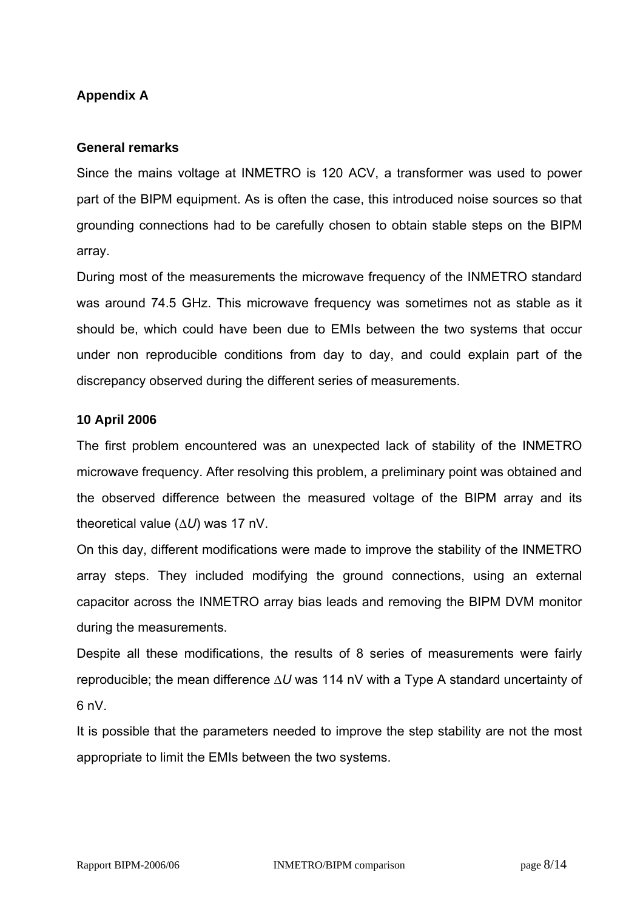## Appendix A

### General remarks

Since the mains voltage at INMETRO is 120 ACV, a transformer was used to power part of the BIPM equipment. As is often the case, this introduced noise sources so that grounding connections had to be carefully chosen to obtain stable steps on the BIPM array.

During most of the measurements the microwave frequency of the INMETRO standard was around 74.5 GHz. This microwave frequency was sometimes not as stable as it should be, which could have been due to EMIs between the two systems that occur under non reproducible conditions from day to day, and could explain part of the discrepancy observed during the different series of measurements.

### 10 April 2006

The first problem encountered was an unexpected lack of stability of the INMETRO microwave frequency. After resolving this problem, a preliminary point was obtained and the observed difference between the measured voltage of the BIPM array and its theoretical value ($\Delta U$) was 17 nV.

On this day, different modifications were made to improve the stability of the INMETRO array steps. They included modifying the ground connections, using an external capacitor across the INMETRO array bias leads and removing the BIPM DVM monitor during the measurements.

Despite all these modifications, the results of 8 series of measurements were fairly reproducible; the mean difference $\Delta U$ was 114 nV with a Type A standard uncertainty of 6 nV.

It is possible that the parameters needed to improve the step stability are not the most appropriate to limit the EMIs between the two systems.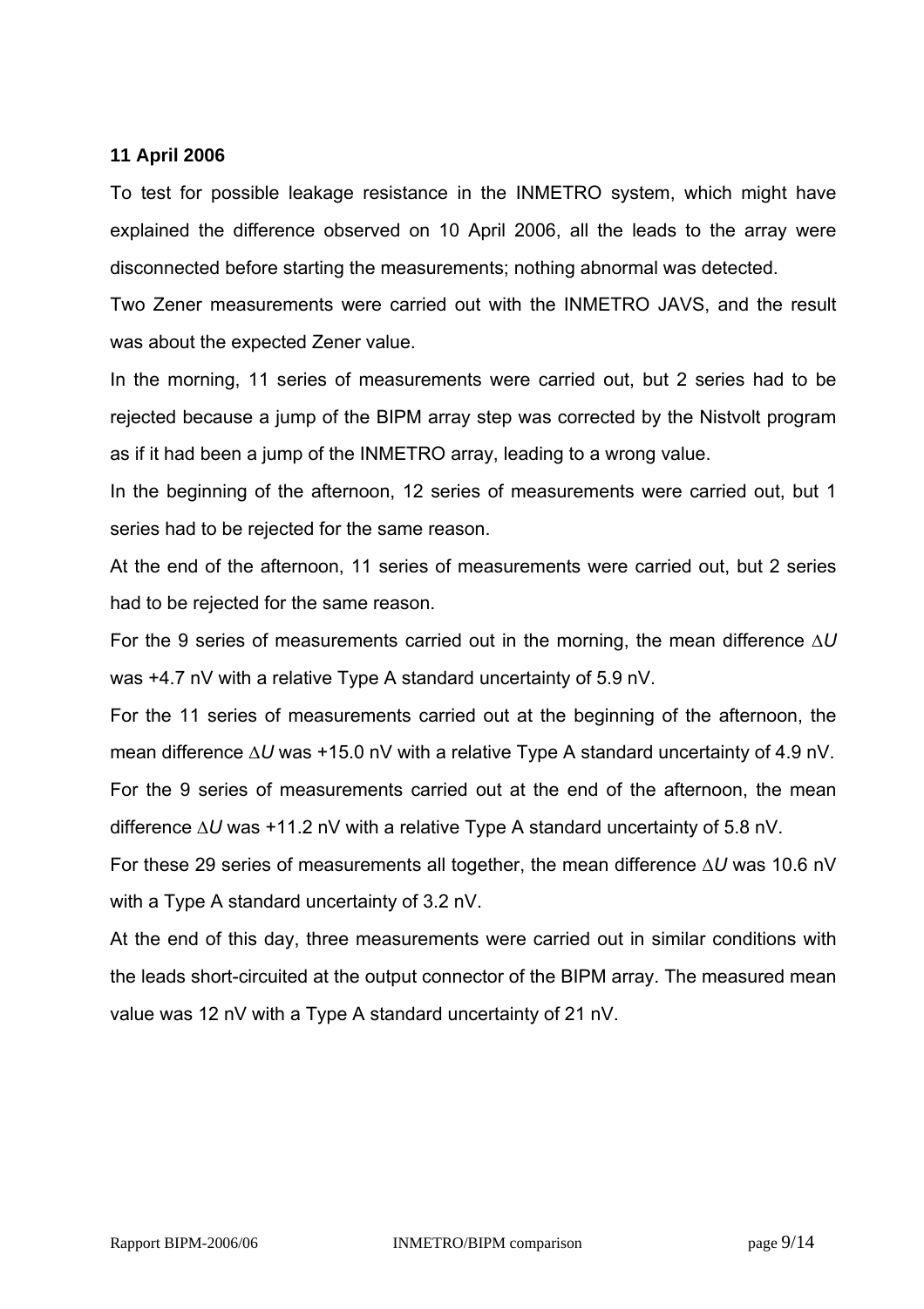**11 April 2006**

To test for possible leakage resistance in the INMETRO system, which might have explained the difference observed on 10 April 2006, all the leads to the array were disconnected before starting the measurements; nothing abnormal was detected.

Two Zener measurements were carried out with the INMETRO JAVS, and the result was about the expected Zener value.

In the morning, 11 series of measurements were carried out, but 2 series had to be rejected because a jump of the BIPM array step was corrected by the Nistvolt program as if it had been a jump of the INMETRO array, leading to a wrong value.

In the beginning of the afternoon, 12 series of measurements were carried out, but 1 series had to be rejected for the same reason.

At the end of the afternoon, 11 series of measurements were carried out, but 2 series had to be rejected for the same reason.

For the 9 series of measurements carried out in the morning, the mean difference $\Delta U$ was +4.7 nV with a relative Type A standard uncertainty of 5.9 nV.

For the 11 series of measurements carried out at the beginning of the afternoon, the mean difference $\Delta U$ was +15.0 nV with a relative Type A standard uncertainty of 4.9 nV.

For the 9 series of measurements carried out at the end of the afternoon, the mean difference $\Delta U$ was +11.2 nV with a relative Type A standard uncertainty of 5.8 nV.

For these 29 series of measurements all together, the mean difference $\Delta U$ was 10.6 nV with a Type A standard uncertainty of 3.2 nV.

At the end of this day, three measurements were carried out in similar conditions with the leads short-circuited at the output connector of the BIPM array. The measured mean value was 12 nV with a Type A standard uncertainty of 21 nV.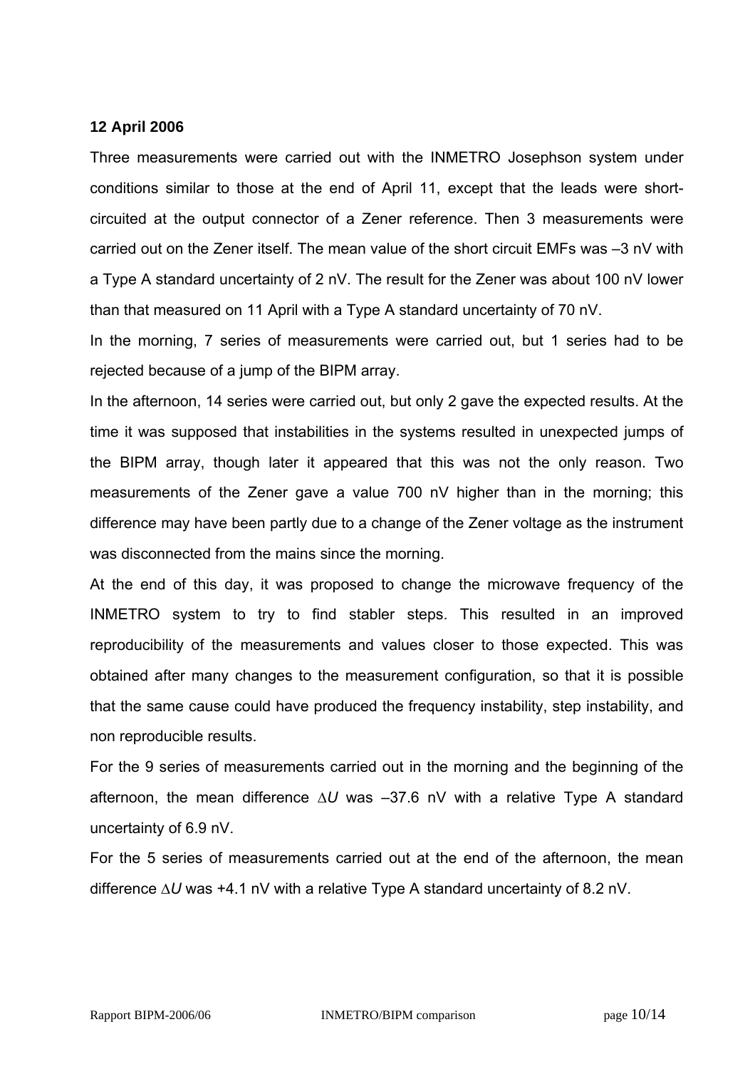**12 April 2006**

Three measurements were carried out with the INMETRO Josephson system under conditions similar to those at the end of April 11, except that the leads were short-circuited at the output connector of a Zener reference. Then 3 measurements were carried out on the Zener itself. The mean value of the short circuit EMFs was –3 nV with a Type A standard uncertainty of 2 nV. The result for the Zener was about 100 nV lower than that measured on 11 April with a Type A standard uncertainty of 70 nV.

In the morning, 7 series of measurements were carried out, but 1 series had to be rejected because of a jump of the BIPM array.

In the afternoon, 14 series were carried out, but only 2 gave the expected results. At the time it was supposed that instabilities in the systems resulted in unexpected jumps of the BIPM array, though later it appeared that this was not the only reason. Two measurements of the Zener gave a value 700 nV higher than in the morning; this difference may have been partly due to a change of the Zener voltage as the instrument was disconnected from the mains since the morning.

At the end of this day, it was proposed to change the microwave frequency of the INMETRO system to try to find stabler steps. This resulted in an improved reproducibility of the measurements and values closer to those expected. This was obtained after many changes to the measurement configuration, so that it is possible that the same cause could have produced the frequency instability, step instability, and non reproducible results.

For the 9 series of measurements carried out in the morning and the beginning of the afternoon, the mean difference $\Delta U$ was –37.6 nV with a relative Type A standard uncertainty of 6.9 nV.

For the 5 series of measurements carried out at the end of the afternoon, the mean difference $\Delta U$ was +4.1 nV with a relative Type A standard uncertainty of 8.2 nV.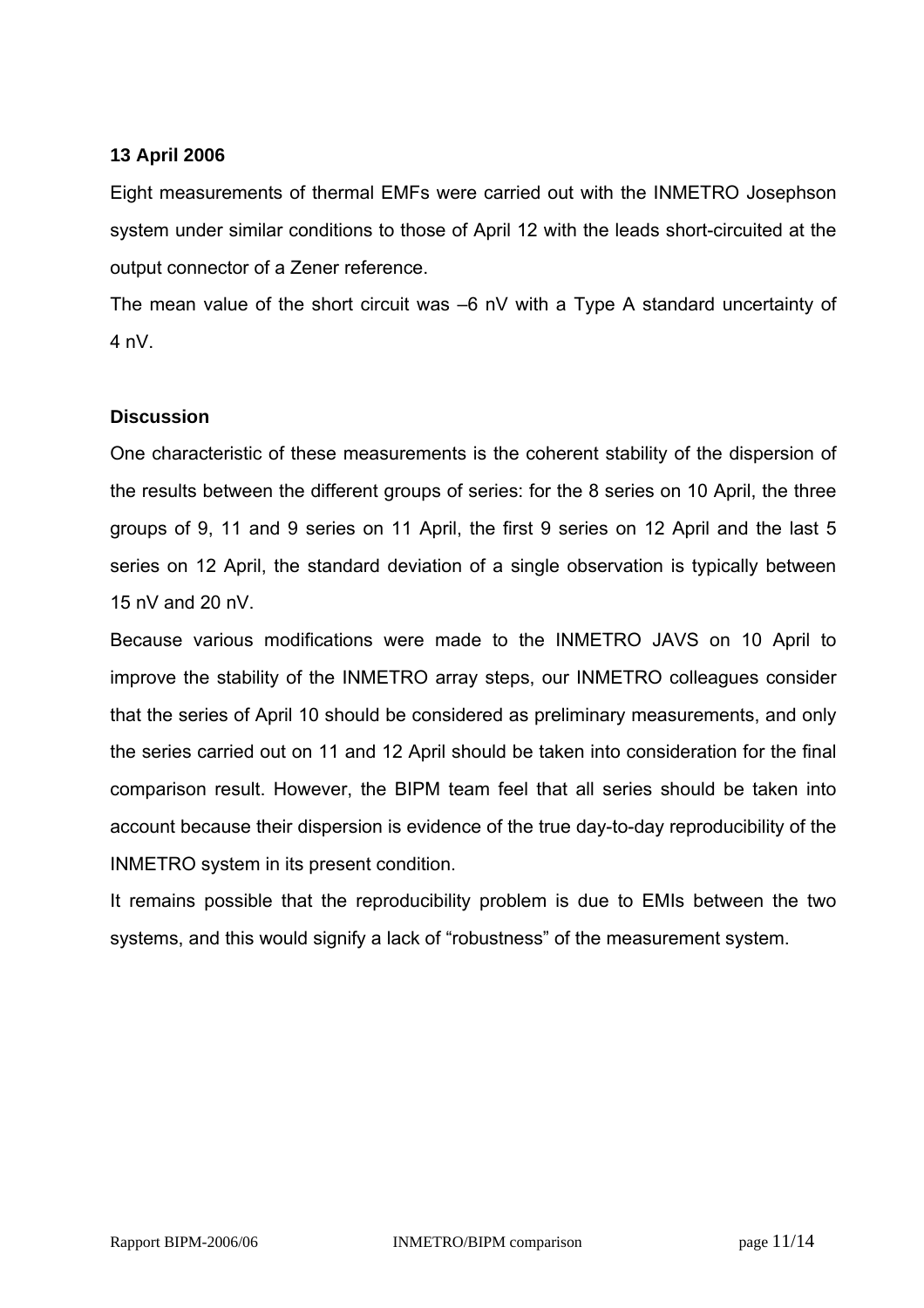**13 April 2006**

Eight measurements of thermal EMFs were carried out with the INMETRO Josephson system under similar conditions to those of April 12 with the leads short-circuited at the output connector of a Zener reference.

The mean value of the short circuit was –6 nV with a Type A standard uncertainty of 4 nV.

**Discussion**

One characteristic of these measurements is the coherent stability of the dispersion of the results between the different groups of series: for the 8 series on 10 April, the three groups of 9, 11 and 9 series on 11 April, the first 9 series on 12 April and the last 5 series on 12 April, the standard deviation of a single observation is typically between 15 nV and 20 nV.

Because various modifications were made to the INMETRO JAVS on 10 April to improve the stability of the INMETRO array steps, our INMETRO colleagues consider that the series of April 10 should be considered as preliminary measurements, and only the series carried out on 11 and 12 April should be taken into consideration for the final comparison result. However, the BIPM team feel that all series should be taken into account because their dispersion is evidence of the true day-to-day reproducibility of the INMETRO system in its present condition.

It remains possible that the reproducibility problem is due to EMIs between the two systems, and this would signify a lack of "robustness" of the measurement system.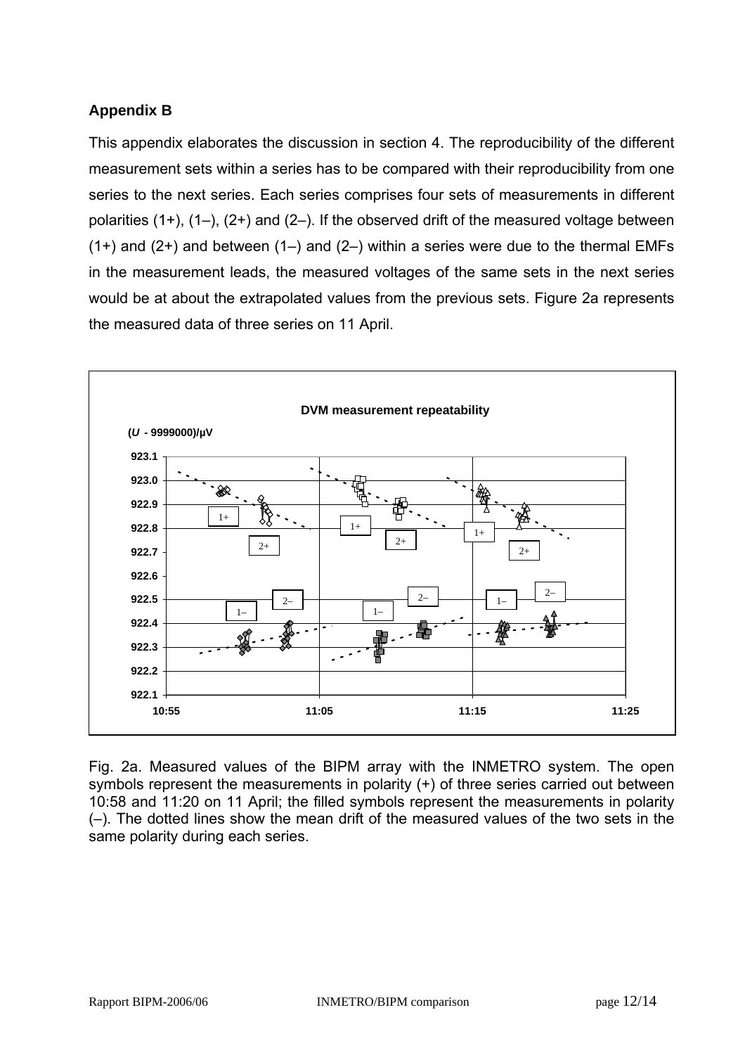## Appendix B

This appendix elaborates the discussion in section 4. The reproducibility of the different measurement sets within a series has to be compared with their reproducibility from one series to the next series. Each series comprises four sets of measurements in different polarities (1+), (1–), (2+) and (2–). If the observed drift of the measured voltage between (1+) and (2+) and between (1–) and (2–) within a series were due to the thermal EMFs in the measurement leads, the measured voltages of the same sets in the next series would be at about the extrapolated values from the previous sets. Figure 2a represents the measured data of three series on 11 April.

Fig. 2a. Measured values of the BIPM array with the INMETRO system. The open symbols represent the measurements in polarity (+) of three series carried out between 10:58 and 11:20 on 11 April; the filled symbols represent the measurements in polarity (–). The dotted lines show the mean drift of the measured values of the two sets in the same polarity during each series.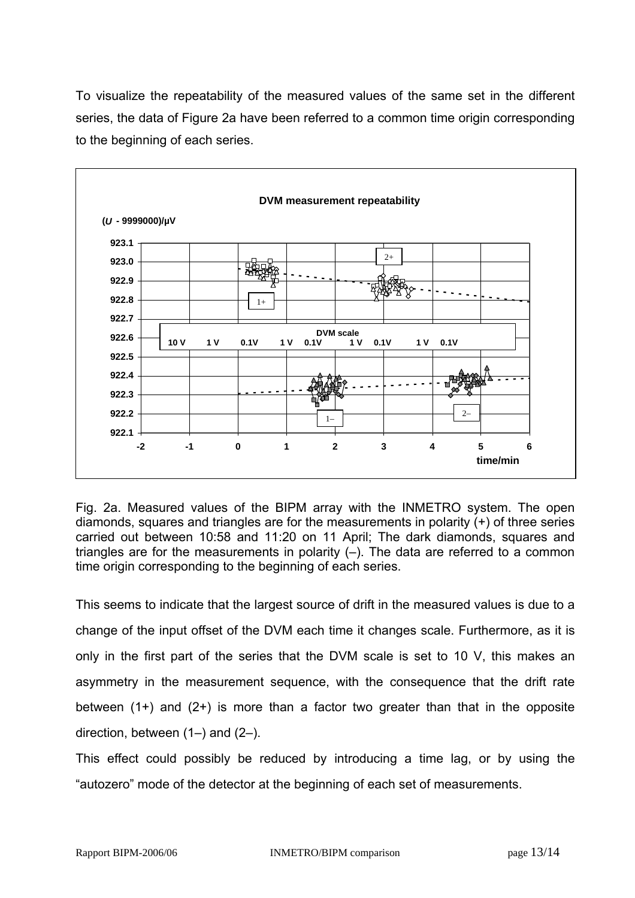To visualize the repeatability of the measured values of the same set in the different series, the data of Figure 2a have been referred to a common time origin corresponding to the beginning of each series.

Fig. 2a. Measured values of the BIPM array with the INMETRO system. The open diamonds, squares and triangles are for the measurements in polarity (+) of three series carried out between 10:58 and 11:20 on 11 April; The dark diamonds, squares and triangles are for the measurements in polarity (–). The data are referred to a common time origin corresponding to the beginning of each series.

This seems to indicate that the largest source of drift in the measured values is due to a change of the input offset of the DVM each time it changes scale. Furthermore, as it is only in the first part of the series that the DVM scale is set to 10 V, this makes an asymmetry in the measurement sequence, with the consequence that the drift rate between (1+) and (2+) is more than a factor two greater than that in the opposite direction, between (1–) and (2–).

This effect could possibly be reduced by introducing a time lag, or by using the "autozero" mode of the detector at the beginning of each set of measurements.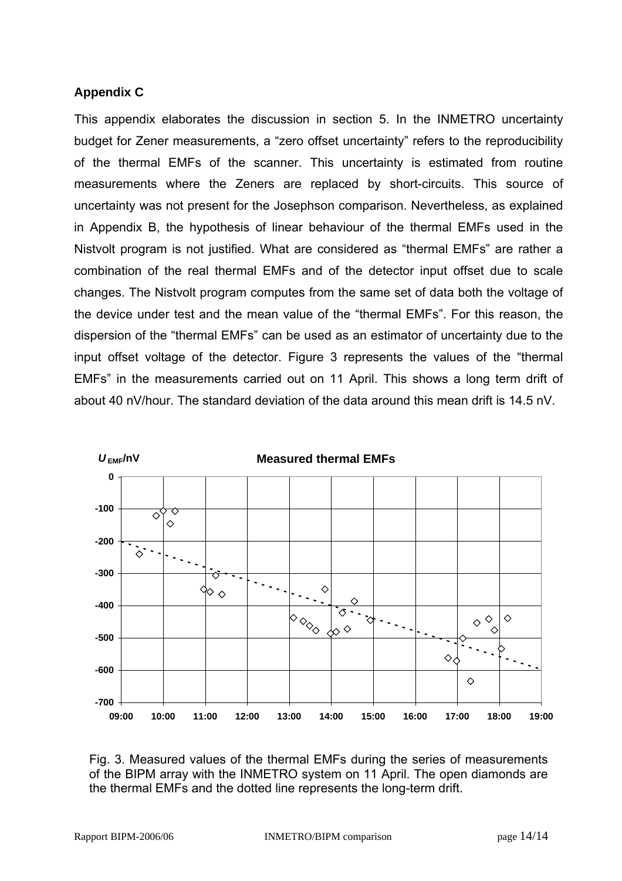## Appendix C

This appendix elaborates the discussion in section 5. In the INMETRO uncertainty budget for Zener measurements, a "zero offset uncertainty" refers to the reproducibility of the thermal EMFs of the scanner. This uncertainty is estimated from routine measurements where the Zeners are replaced by short-circuits. This source of uncertainty was not present for the Josephson comparison. Nevertheless, as explained in Appendix B, the hypothesis of linear behaviour of the thermal EMFs used in the Nistvolt program is not justified. What are considered as "thermal EMFs" are rather a combination of the real thermal EMFs and of the detector input offset due to scale changes. The Nistvolt program computes from the same set of data both the voltage of the device under test and the mean value of the "thermal EMFs". For this reason, the dispersion of the "thermal EMFs" can be used as an estimator of uncertainty due to the input offset voltage of the detector. Figure 3 represents the values of the "thermal EMFs" in the measurements carried out on 11 April. This shows a long term drift of about 40 nV/hour. The standard deviation of the data around this mean drift is 14.5 nV.

Measured thermal EMFs

$U_{EMF}$/nV

0
-100
-200
-300
-400
-500
-600
-700

09:00 10:00 11:00 12:00 13:00 14:00 15:00 16:00 17:00 18:00 19:00

Fig. 3. Measured values of the thermal EMFs during the series of measurements of the BIPM array with the INMETRO system on 11 April. The open diamonds are the thermal EMFs and the dotted line represents the long-term drift.